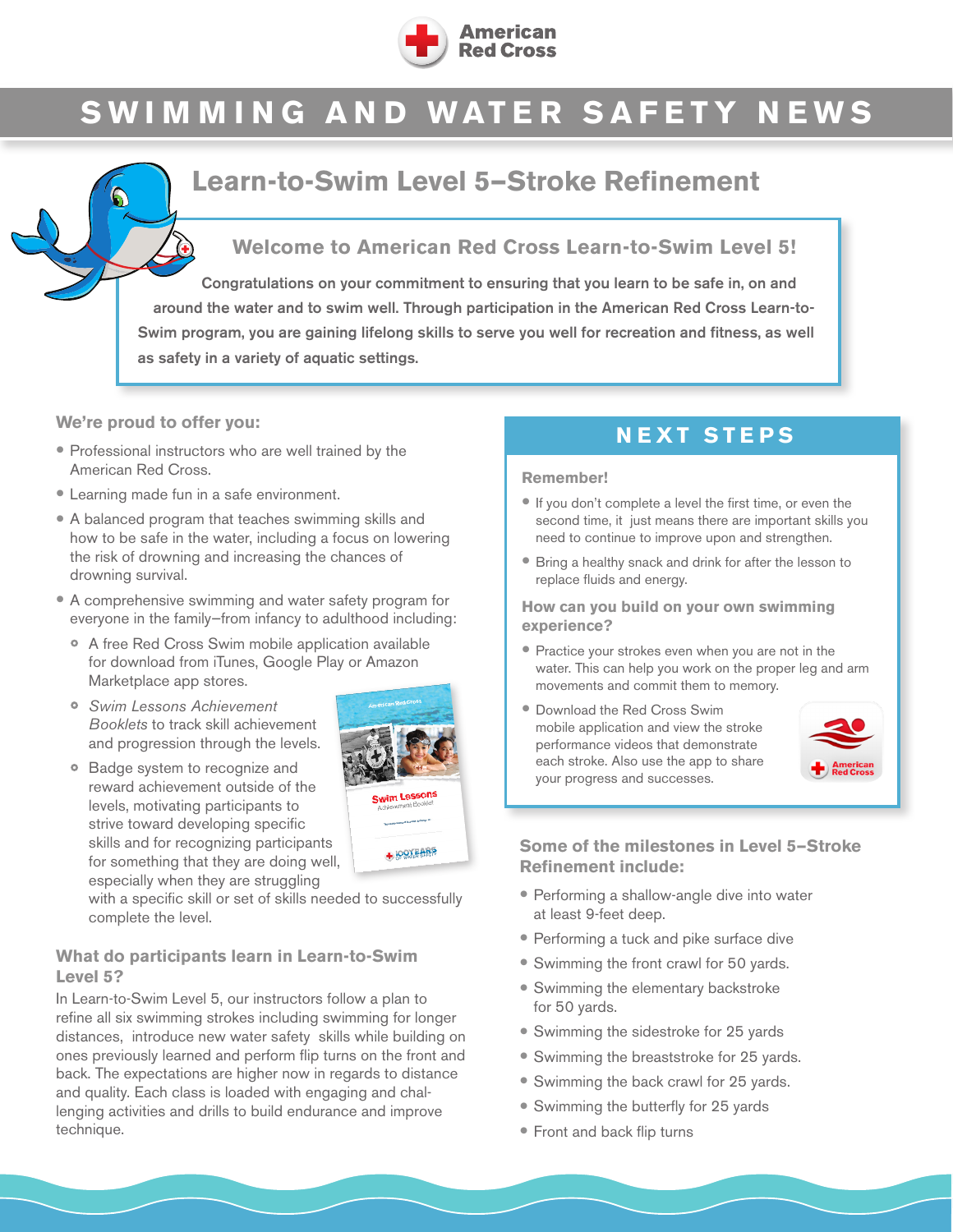American Red Cross

# SWIMMING AND WATER SAFETY NEWS

## Learn-to-Swim Level 5–Stroke Refinement

### Welcome to American Red Cross Learn-to-Swim Level 5!

**Congratulations on your commitment to ensuring that you learn to be safe in, on and around the water and to swim well. Through participation in the American Red Cross Learn-to-Swim program, you are gaining lifelong skills to serve you well for recreation and fitness, as well as safety in a variety of aquatic settings.**

### We're proud to offer you:

- Professional instructors who are well trained by the American Red Cross.
- Learning made fun in a safe environment.
- A balanced program that teaches swimming skills and how to be safe in the water, including a focus on lowering the risk of drowning and increasing the chances of drowning survival.
- A comprehensive swimming and water safety program for everyone in the family–from infancy to adulthood including:
  - A free Red Cross Swim mobile application available for download from iTunes, Google Play or Amazon Marketplace app stores.
  - *Swim Lessons Achievement Booklets* to track skill achievement and progression through the levels.
  - Badge system to recognize and reward achievement outside of the levels, motivating participants to strive toward developing specific skills and for recognizing participants for something that they are doing well, especially when they are struggling with a specific skill or set of skills needed to successfully complete the level.

### What do participants learn in Learn-to-Swim Level 5?

In Learn-to-Swim Level 5, our instructors follow a plan to refine all six swimming strokes including swimming for longer distances, introduce new water safety skills while building on ones previously learned and perform flip turns on the front and back. The expectations are higher now in regards to distance and quality. Each class is loaded with engaging and challenging activities and drills to build endurance and improve technique.

## NEXT STEPS

### Remember!

- If you don't complete a level the first time, or even the second time, it just means there are important skills you need to continue to improve upon and strengthen.
- Bring a healthy snack and drink for after the lesson to replace fluids and energy.

### How can you build on your own swimming experience?

- Practice your strokes even when you are not in the water. This can help you work on the proper leg and arm movements and commit them to memory.
- Download the Red Cross Swim mobile application and view the stroke performance videos that demonstrate each stroke. Also use the app to share your progress and successes.

### Some of the milestones in Level 5–Stroke Refinement include:

- Performing a shallow-angle dive into water at least 9-feet deep.
- Performing a tuck and pike surface dive
- Swimming the front crawl for 50 yards.
- Swimming the elementary backstroke for 50 yards.
- Swimming the sidestroke for 25 yards
- Swimming the breaststroke for 25 yards.
- Swimming the back crawl for 25 yards.
- Swimming the butterfly for 25 yards
- Front and back flip turns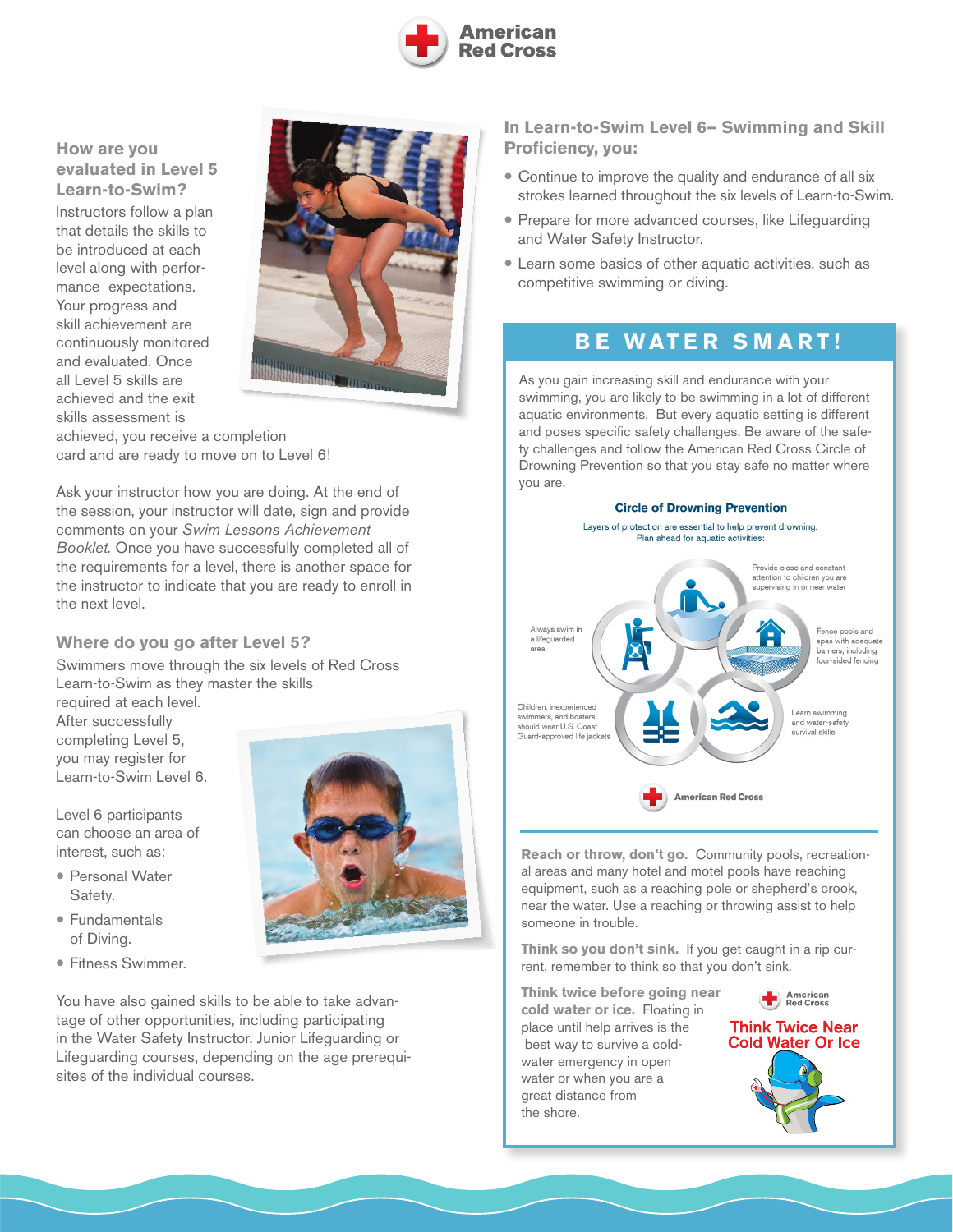American Red Cross

### How are you evaluated in Level 5 Learn-to-Swim?

Instructors follow a plan that details the skills to be introduced at each level along with performance expectations. Your progress and skill achievement are continuously monitored and evaluated. Once all Level 5 skills are achieved and the exit skills assessment is achieved, you receive a completion card and are ready to move on to Level 6!

Ask your instructor how you are doing. At the end of the session, your instructor will date, sign and provide comments on your *Swim Lessons Achievement Booklet*. Once you have successfully completed all of the requirements for a level, there is another space for the instructor to indicate that you are ready to enroll in the next level.

### Where do you go after Level 5?

Swimmers move through the six levels of Red Cross Learn-to-Swim as they master the skills required at each level. After successfully completing Level 5, you may register for Learn-to-Swim Level 6.

Level 6 participants can choose an area of interest, such as:

- Personal Water Safety.
- Fundamentals of Diving.
- Fitness Swimmer.

You have also gained skills to be able to take advantage of other opportunities, including participating in the Water Safety Instructor, Junior Lifeguarding or Lifeguarding courses, depending on the age prerequisites of the individual courses.

### In Learn-to-Swim Level 6– Swimming and Skill Proficiency, you:

- Continue to improve the quality and endurance of all six strokes learned throughout the six levels of Learn-to-Swim.
- Prepare for more advanced courses, like Lifeguarding and Water Safety Instructor.
- Learn some basics of other aquatic activities, such as competitive swimming or diving.

## BE WATER SMART!

As you gain increasing skill and endurance with your swimming, you are likely to be swimming in a lot of different aquatic environments. But every aquatic setting is different and poses specific safety challenges. Be aware of the safety challenges and follow the American Red Cross Circle of Drowning Prevention so that you stay safe no matter where you are.

**Circle of Drowning Prevention**

Layers of protection are essential to help prevent drowning.
Plan ahead for aquatic activities:

Provide close and constant attention to children you are supervising in or near water

Fence pools and spas with adequate barriers, including four-sided fencing

Learn swimming and water-safety survival skills

Children, inexperienced swimmers, and boaters should wear U.S. Coast Guard-approved life jackets

Always swim in a lifeguarded area

American Red Cross

**Reach or throw, don't go.** Community pools, recreational areas and many hotel and motel pools have reaching equipment, such as a reaching pole or shepherd's crook, near the water. Use a reaching or throwing assist to help someone in trouble.

**Think so you don't sink.** If you get caught in a rip current, remember to think so that you don't sink.

**Think twice before going near cold water or ice.** Floating in place until help arrives is the best way to survive a cold-water emergency in open water or when you are a great distance from the shore.

American Red Cross
Think Twice Near Cold Water Or Ice